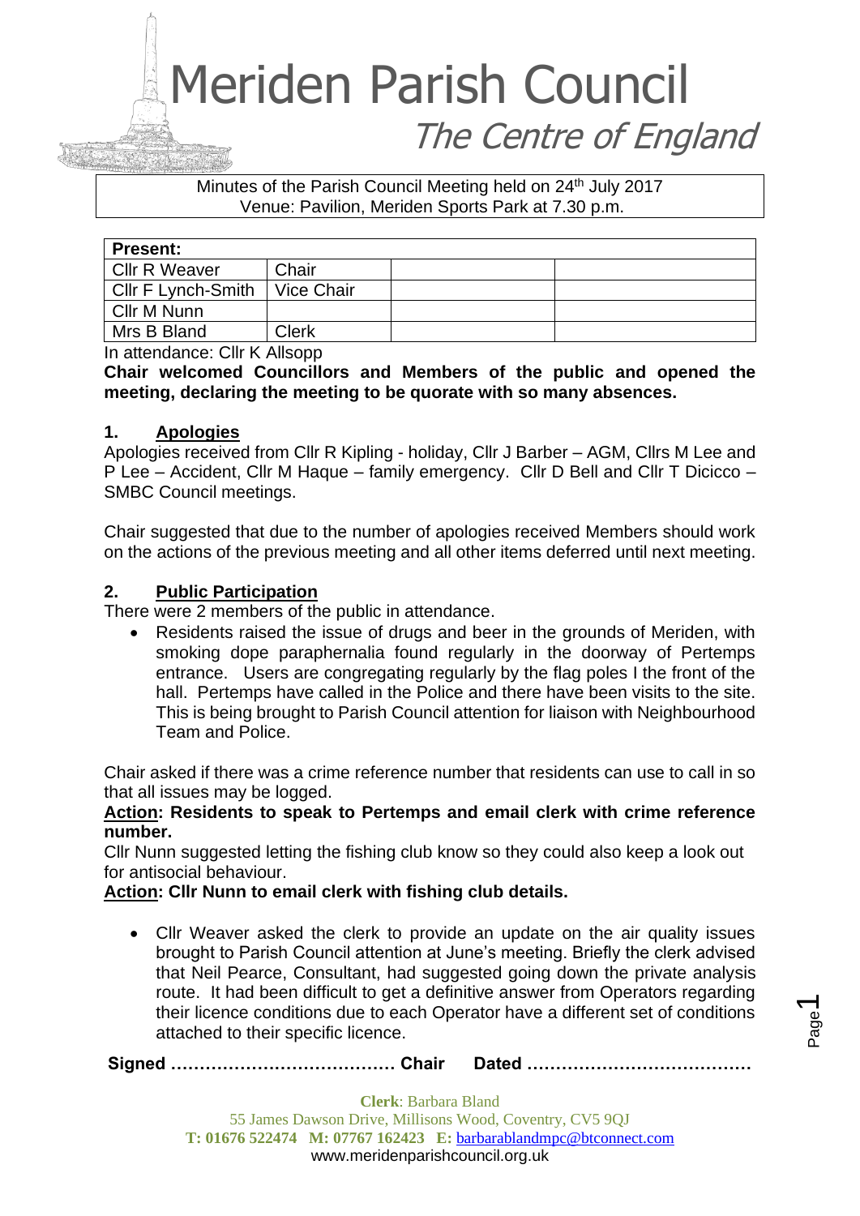# Meriden Parish Council

## The Centre of England

Minutes of the Parish Council Meeting held on 24th July 2017
Venue: Pavilion, Meriden Sports Park at 7.30 p.m.

| Present: | | | |
|---|---|---|---|
| Cllr R Weaver | Chair | | |
| Cllr F Lynch-Smith | Vice Chair | | |
| Cllr M Nunn | | | |
| Mrs B Bland | Clerk | | |

In attendance: Cllr K Allsopp

**Chair welcomed Councillors and Members of the public and opened the meeting, declaring the meeting to be quorate with so many absences.**

### 1. Apologies

Apologies received from Cllr R Kipling - holiday, Cllr J Barber – AGM, Cllrs M Lee and P Lee – Accident, Cllr M Haque – family emergency. Cllr D Bell and Cllr T Dicicco – SMBC Council meetings.

Chair suggested that due to the number of apologies received Members should work on the actions of the previous meeting and all other items deferred until next meeting.

### 2. Public Participation

There were 2 members of the public in attendance.

- Residents raised the issue of drugs and beer in the grounds of Meriden, with smoking dope paraphernalia found regularly in the doorway of Pertemps entrance. Users are congregating regularly by the flag poles I the front of the hall. Pertemps have called in the Police and there have been visits to the site. This is being brought to Parish Council attention for liaison with Neighbourhood Team and Police.

Chair asked if there was a crime reference number that residents can use to call in so that all issues may be logged.

**Action: Residents to speak to Pertemps and email clerk with crime reference number.**

Cllr Nunn suggested letting the fishing club know so they could also keep a look out for antisocial behaviour.

**Action: Cllr Nunn to email clerk with fishing club details.**

- Cllr Weaver asked the clerk to provide an update on the air quality issues brought to Parish Council attention at June's meeting. Briefly the clerk advised that Neil Pearce, Consultant, had suggested going down the private analysis route. It had been difficult to get a definitive answer from Operators regarding their licence conditions due to each Operator have a different set of conditions attached to their specific licence.

**Signed ………………………………… Chair Dated …………………………………**

**Clerk**: Barbara Bland
55 James Dawson Drive, Millisons Wood, Coventry, CV5 9QJ
**T:** 01676 522474 **M:** 07767 162423 **E:** barbarablandmpc@btconnect.com
www.meridenparishcouncil.org.uk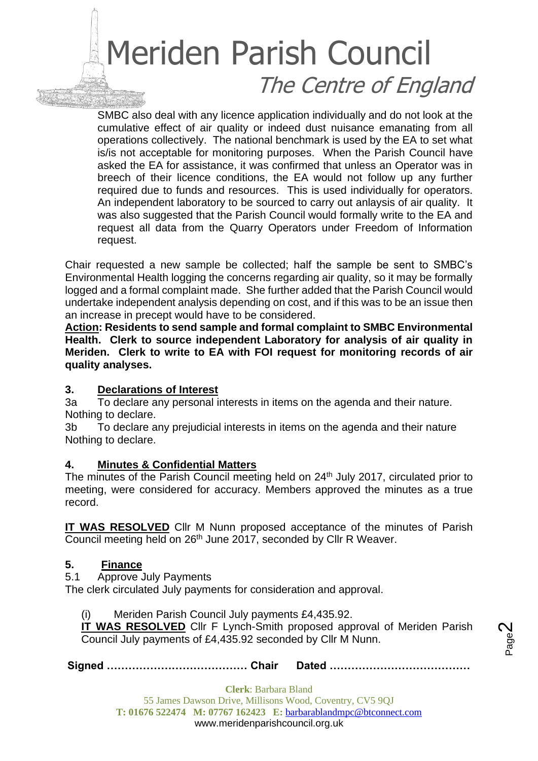SMBC also deal with any licence application individually and do not look at the cumulative effect of air quality or indeed dust nuisance emanating from all operations collectively. The national benchmark is used by the EA to set what is/is not acceptable for monitoring purposes. When the Parish Council have asked the EA for assistance, it was confirmed that unless an Operator was in breech of their licence conditions, the EA would not follow up any further required due to funds and resources. This is used individually for operators. An independent laboratory to be sourced to carry out anlaysis of air quality. It was also suggested that the Parish Council would formally write to the EA and request all data from the Quarry Operators under Freedom of Information request.

Chair requested a new sample be collected; half the sample be sent to SMBC's Environmental Health logging the concerns regarding air quality, so it may be formally logged and a formal complaint made. She further added that the Parish Council would undertake independent analysis depending on cost, and if this was to be an issue then an increase in precept would have to be considered.

**Action: Residents to send sample and formal complaint to SMBC Environmental Health. Clerk to source independent Laboratory for analysis of air quality in Meriden. Clerk to write to EA with FOI request for monitoring records of air quality analyses.**

## 3. Declarations of Interest

3a To declare any personal interests in items on the agenda and their nature.
Nothing to declare.

3b To declare any prejudicial interests in items on the agenda and their nature
Nothing to declare.

## 4. Minutes & Confidential Matters

The minutes of the Parish Council meeting held on 24th July 2017, circulated prior to meeting, were considered for accuracy. Members approved the minutes as a true record.

**IT WAS RESOLVED** Cllr M Nunn proposed acceptance of the minutes of Parish Council meeting held on 26th June 2017, seconded by Cllr R Weaver.

## 5. Finance

5.1 Approve July Payments

The clerk circulated July payments for consideration and approval.

(i) Meriden Parish Council July payments £4,435.92.

**IT WAS RESOLVED** Cllr F Lynch-Smith proposed approval of Meriden Parish Council July payments of £4,435.92 seconded by Cllr M Nunn.

**Signed ………………………………… Chair Dated …………………………………**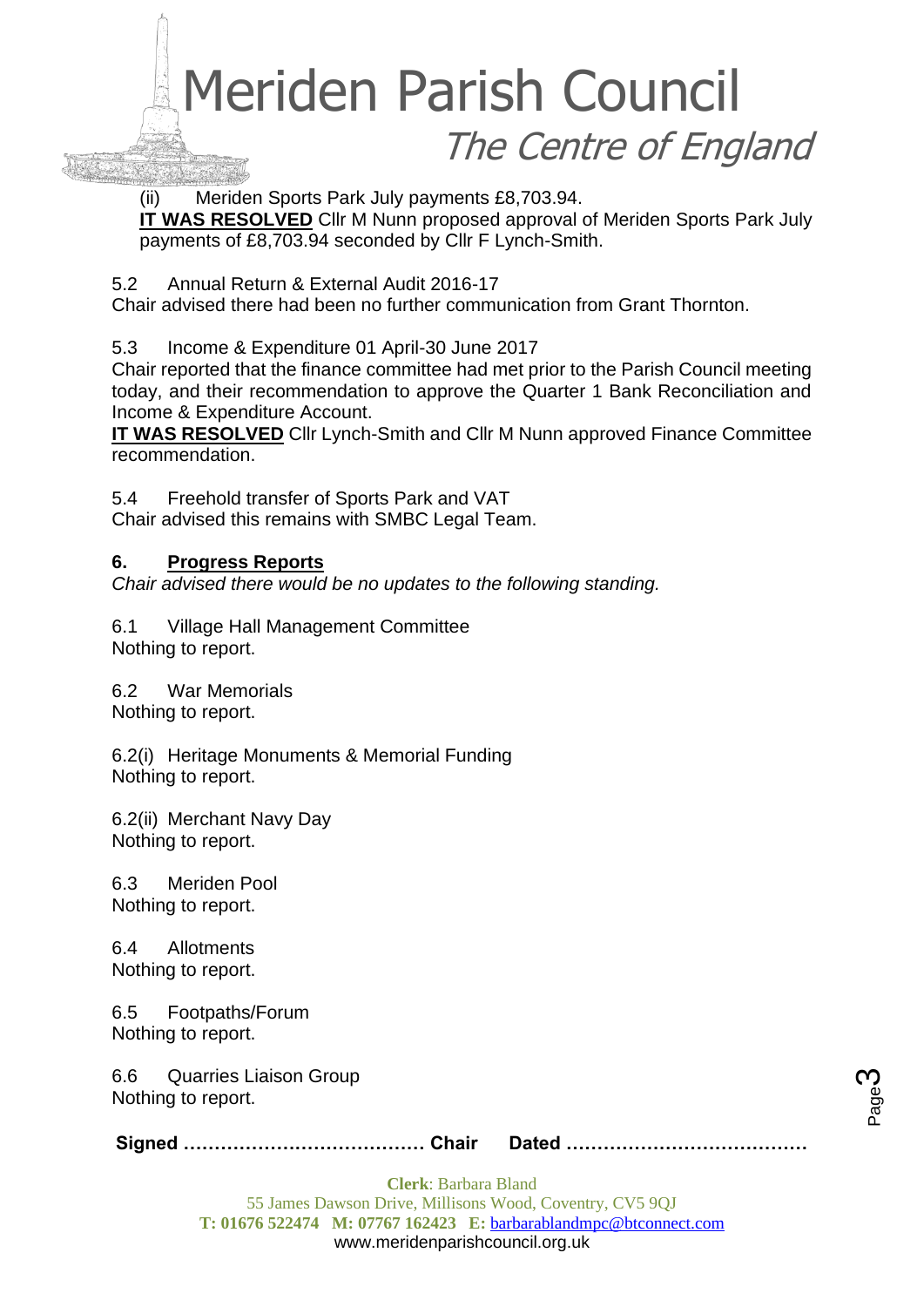(ii) Meriden Sports Park July payments £8,703.94.
**<u>IT WAS RESOLVED</u>** Cllr M Nunn proposed approval of Meriden Sports Park July payments of £8,703.94 seconded by Cllr F Lynch-Smith.

5.2 Annual Return & External Audit 2016-17
Chair advised there had been no further communication from Grant Thornton.

5.3 Income & Expenditure 01 April-30 June 2017
Chair reported that the finance committee had met prior to the Parish Council meeting today, and their recommendation to approve the Quarter 1 Bank Reconciliation and Income & Expenditure Account.
**<u>IT WAS RESOLVED</u>** Cllr Lynch-Smith and Cllr M Nunn approved Finance Committee recommendation.

5.4 Freehold transfer of Sports Park and VAT
Chair advised this remains with SMBC Legal Team.

## 6. <u>Progress Reports</u>

*Chair advised there would be no updates to the following standing.*

6.1 Village Hall Management Committee
Nothing to report.

6.2 War Memorials
Nothing to report.

6.2(i) Heritage Monuments & Memorial Funding
Nothing to report.

6.2(ii) Merchant Navy Day
Nothing to report.

6.3 Meriden Pool
Nothing to report.

6.4 Allotments
Nothing to report.

6.5 Footpaths/Forum
Nothing to report.

6.6 Quarries Liaison Group
Nothing to report.

**Signed ………………………………… Chair Dated …………………………………**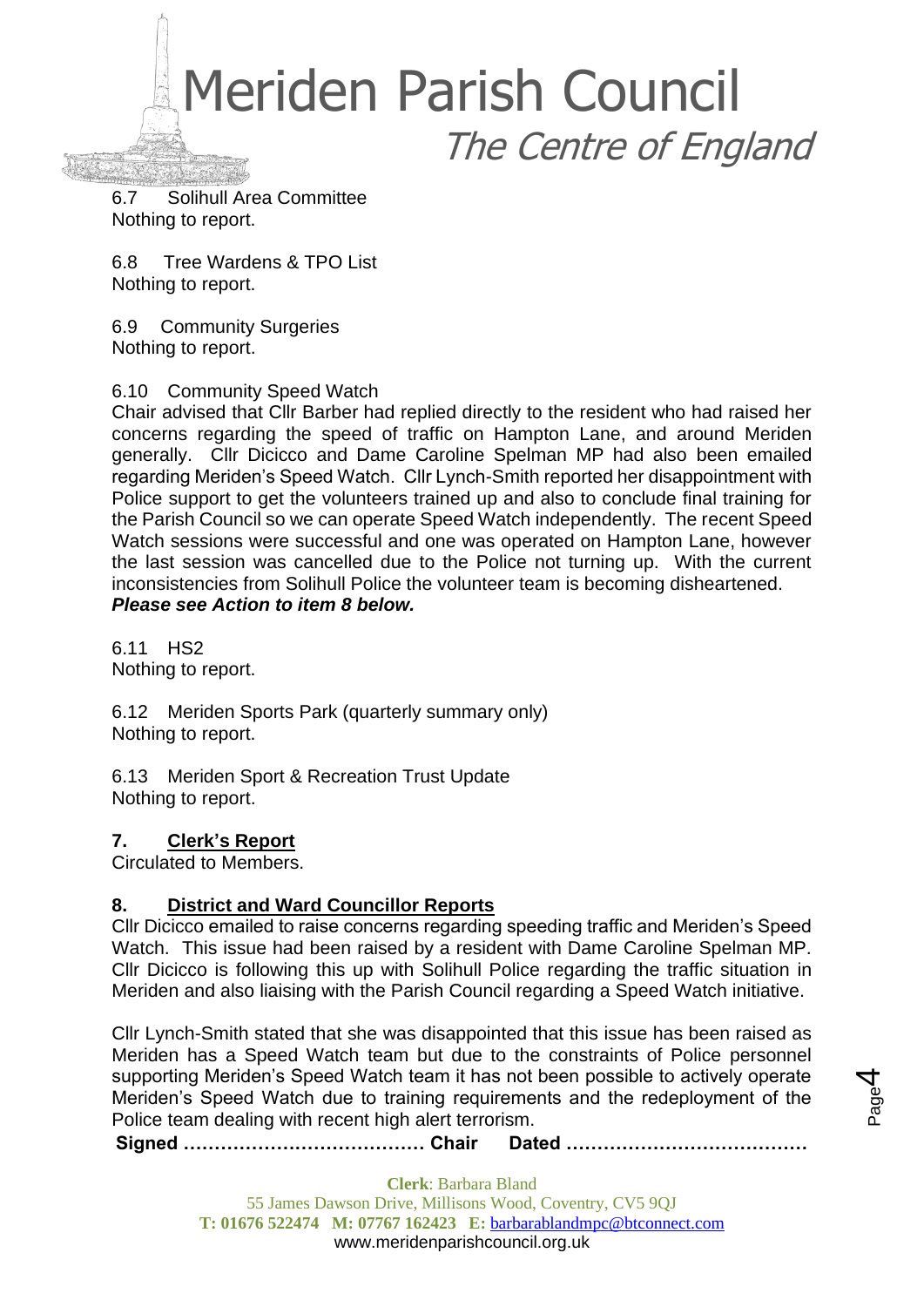6.7 Solihull Area Committee
Nothing to report.

6.8 Tree Wardens & TPO List
Nothing to report.

6.9 Community Surgeries
Nothing to report.

6.10 Community Speed Watch
Chair advised that Cllr Barber had replied directly to the resident who had raised her concerns regarding the speed of traffic on Hampton Lane, and around Meriden generally. Cllr Dicicco and Dame Caroline Spelman MP had also been emailed regarding Meriden's Speed Watch. Cllr Lynch-Smith reported her disappointment with Police support to get the volunteers trained up and also to conclude final training for the Parish Council so we can operate Speed Watch independently. The recent Speed Watch sessions were successful and one was operated on Hampton Lane, however the last session was cancelled due to the Police not turning up. With the current inconsistencies from Solihull Police the volunteer team is becoming disheartened.
***Please see Action to item 8 below.***

6.11 HS2
Nothing to report.

6.12 Meriden Sports Park (quarterly summary only)
Nothing to report.

6.13 Meriden Sport & Recreation Trust Update
Nothing to report.

## 7. Clerk's Report

Circulated to Members.

## 8. District and Ward Councillor Reports

Cllr Dicicco emailed to raise concerns regarding speeding traffic and Meriden's Speed Watch. This issue had been raised by a resident with Dame Caroline Spelman MP. Cllr Dicicco is following this up with Solihull Police regarding the traffic situation in Meriden and also liaising with the Parish Council regarding a Speed Watch initiative.

Cllr Lynch-Smith stated that she was disappointed that this issue has been raised as Meriden has a Speed Watch team but due to the constraints of Police personnel supporting Meriden's Speed Watch team it has not been possible to actively operate Meriden's Speed Watch due to training requirements and the redeployment of the Police team dealing with recent high alert terrorism.

**Signed ………………………………… Chair Dated …………………………………**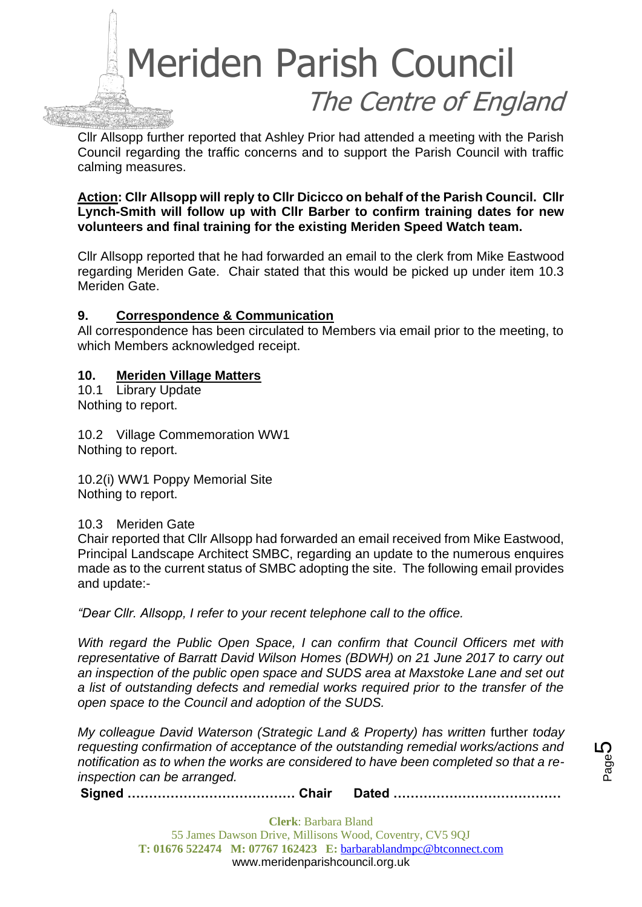Cllr Allsopp further reported that Ashley Prior had attended a meeting with the Parish Council regarding the traffic concerns and to support the Parish Council with traffic calming measures.

**Action: Cllr Allsopp will reply to Cllr Dicicco on behalf of the Parish Council. Cllr Lynch-Smith will follow up with Cllr Barber to confirm training dates for new volunteers and final training for the existing Meriden Speed Watch team.**

Cllr Allsopp reported that he had forwarded an email to the clerk from Mike Eastwood regarding Meriden Gate. Chair stated that this would be picked up under item 10.3 Meriden Gate.

## 9. Correspondence & Communication

All correspondence has been circulated to Members via email prior to the meeting, to which Members acknowledged receipt.

## 10. Meriden Village Matters

10.1 Library Update
Nothing to report.

10.2 Village Commemoration WW1
Nothing to report.

10.2(i) WW1 Poppy Memorial Site
Nothing to report.

10.3 Meriden Gate
Chair reported that Cllr Allsopp had forwarded an email received from Mike Eastwood, Principal Landscape Architect SMBC, regarding an update to the numerous enquires made as to the current status of SMBC adopting the site. The following email provides and update:-

*"Dear Cllr. Allsopp, I refer to your recent telephone call to the office.*

*With regard the Public Open Space, I can confirm that Council Officers met with representative of Barratt David Wilson Homes (BDWH) on 21 June 2017 to carry out an inspection of the public open space and SUDS area at Maxstoke Lane and set out a list of outstanding defects and remedial works required prior to the transfer of the open space to the Council and adoption of the SUDS.*

*My colleague David Waterson (Strategic Land & Property) has written* further *today requesting confirmation of acceptance of the outstanding remedial works/actions and notification as to when the works are considered to have been completed so that a re-inspection can be arranged.*

**Signed ………………………………… Chair Dated …………………………………**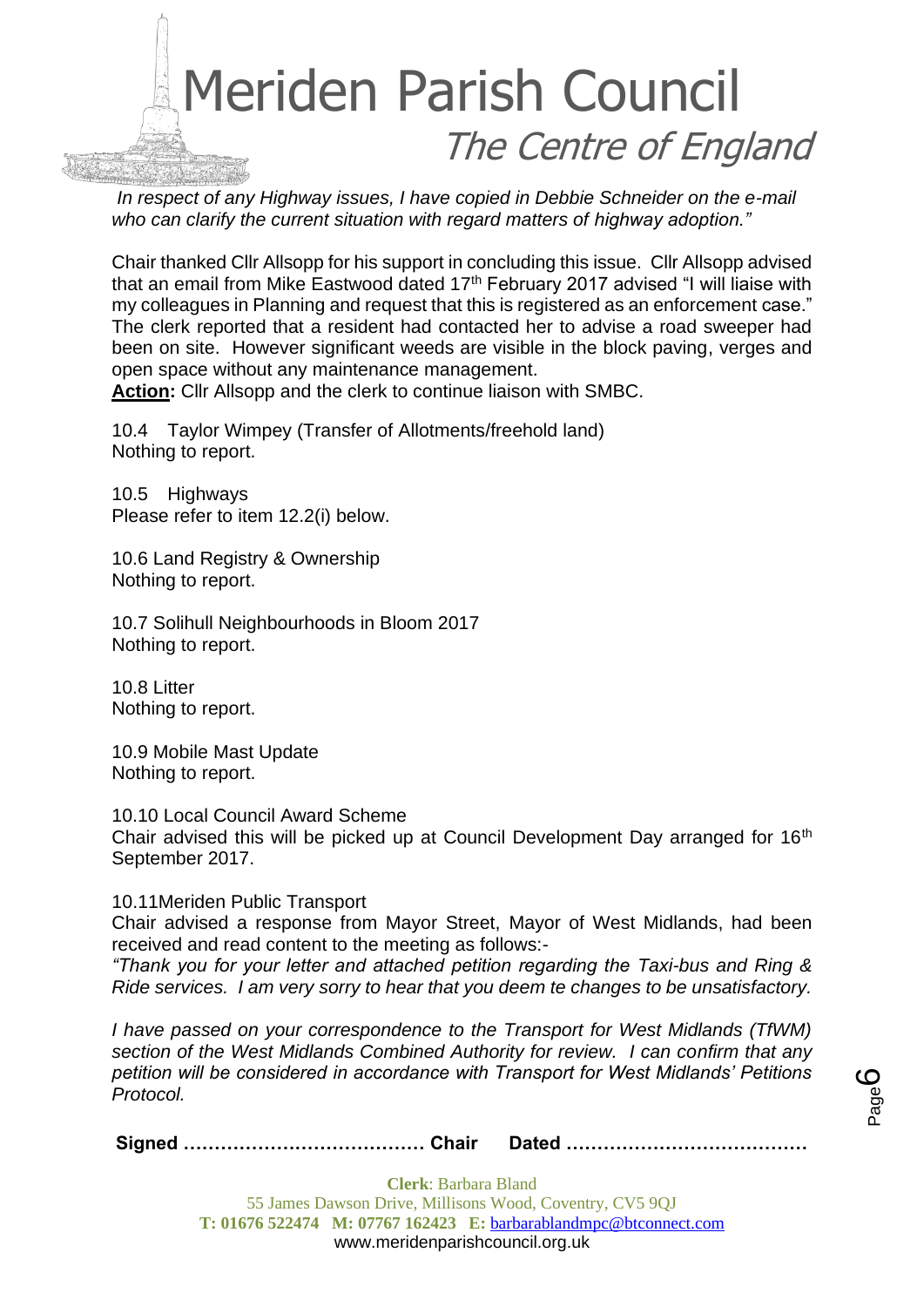*In respect of any Highway issues, I have copied in Debbie Schneider on the e-mail who can clarify the current situation with regard matters of highway adoption."*

Chair thanked Cllr Allsopp for his support in concluding this issue. Cllr Allsopp advised that an email from Mike Eastwood dated 17th February 2017 advised "I will liaise with my colleagues in Planning and request that this is registered as an enforcement case." The clerk reported that a resident had contacted her to advise a road sweeper had been on site. However significant weeds are visible in the block paving, verges and open space without any maintenance management.

**Action:** Cllr Allsopp and the clerk to continue liaison with SMBC.

10.4 Taylor Wimpey (Transfer of Allotments/freehold land)
Nothing to report.

10.5 Highways
Please refer to item 12.2(i) below.

10.6 Land Registry & Ownership
Nothing to report.

10.7 Solihull Neighbourhoods in Bloom 2017
Nothing to report.

10.8 Litter
Nothing to report.

10.9 Mobile Mast Update
Nothing to report.

10.10 Local Council Award Scheme
Chair advised this will be picked up at Council Development Day arranged for 16th September 2017.

10.11Meriden Public Transport
Chair advised a response from Mayor Street, Mayor of West Midlands, had been received and read content to the meeting as follows:-
*"Thank you for your letter and attached petition regarding the Taxi-bus and Ring & Ride services. I am very sorry to hear that you deem te changes to be unsatisfactory.*

*I have passed on your correspondence to the Transport for West Midlands (TfWM) section of the West Midlands Combined Authority for review. I can confirm that any petition will be considered in accordance with Transport for West Midlands' Petitions Protocol.*

**Signed ………………………………… Chair Dated …………………………………**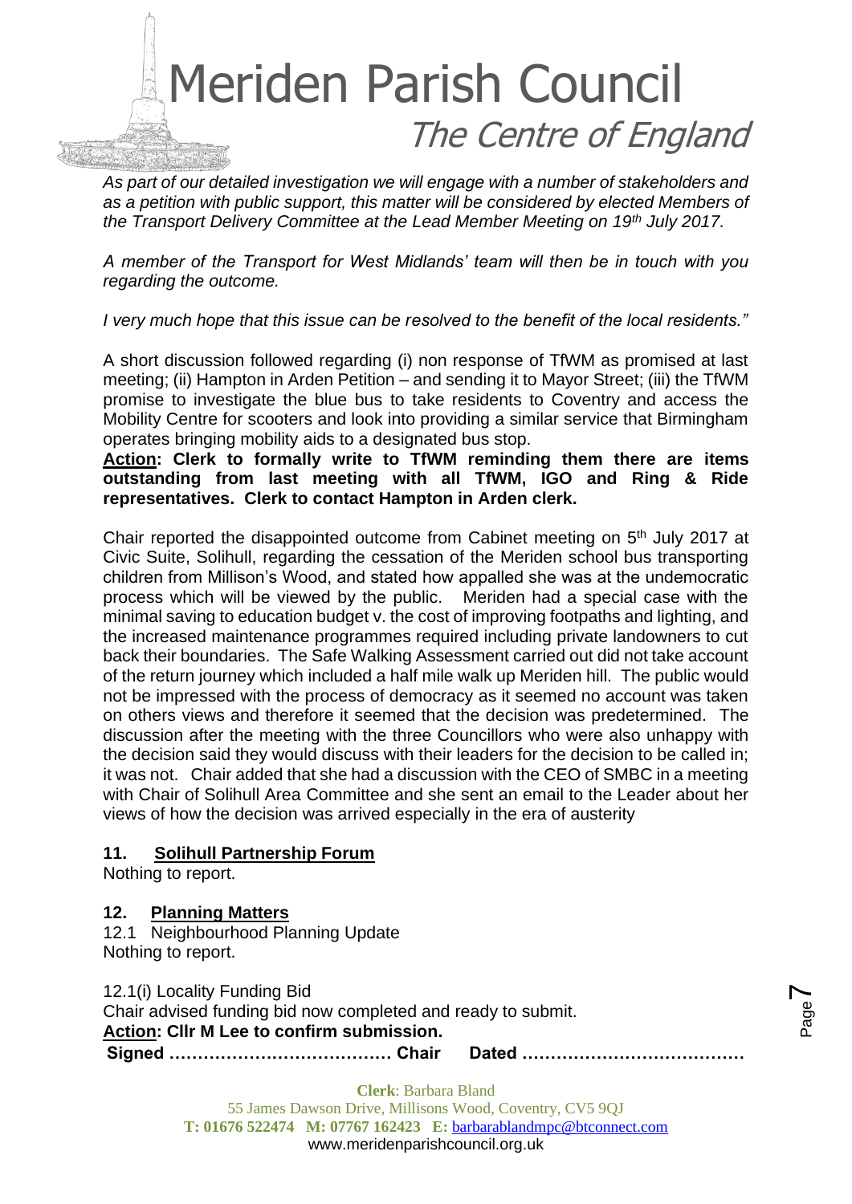*As part of our detailed investigation we will engage with a number of stakeholders and as a petition with public support, this matter will be considered by elected Members of the Transport Delivery Committee at the Lead Member Meeting on 19th July 2017.*

*A member of the Transport for West Midlands' team will then be in touch with you regarding the outcome.*

*I very much hope that this issue can be resolved to the benefit of the local residents."*

A short discussion followed regarding (i) non response of TfWM as promised at last meeting; (ii) Hampton in Arden Petition – and sending it to Mayor Street; (iii) the TfWM promise to investigate the blue bus to take residents to Coventry and access the Mobility Centre for scooters and look into providing a similar service that Birmingham operates bringing mobility aids to a designated bus stop.

**Action: Clerk to formally write to TfWM reminding them there are items outstanding from last meeting with all TfWM, IGO and Ring & Ride representatives. Clerk to contact Hampton in Arden clerk.**

Chair reported the disappointed outcome from Cabinet meeting on 5th July 2017 at Civic Suite, Solihull, regarding the cessation of the Meriden school bus transporting children from Millison's Wood, and stated how appalled she was at the undemocratic process which will be viewed by the public. Meriden had a special case with the minimal saving to education budget v. the cost of improving footpaths and lighting, and the increased maintenance programmes required including private landowners to cut back their boundaries. The Safe Walking Assessment carried out did not take account of the return journey which included a half mile walk up Meriden hill. The public would not be impressed with the process of democracy as it seemed no account was taken on others views and therefore it seemed that the decision was predetermined. The discussion after the meeting with the three Councillors who were also unhappy with the decision said they would discuss with their leaders for the decision to be called in; it was not. Chair added that she had a discussion with the CEO of SMBC in a meeting with Chair of Solihull Area Committee and she sent an email to the Leader about her views of how the decision was arrived especially in the era of austerity

## 11. Solihull Partnership Forum

Nothing to report.

## 12. Planning Matters

12.1 Neighbourhood Planning Update
Nothing to report.

12.1(i) Locality Funding Bid
Chair advised funding bid now completed and ready to submit.
**Action: Cllr M Lee to confirm submission.**

**Signed ………………………………… Chair Dated …………………………………**

**Clerk**: Barbara Bland
55 James Dawson Drive, Millisons Wood, Coventry, CV5 9QJ
**T:** 01676 522474 **M:** 07767 162423 **E:** barbarablandmpc@btconnect.com
www.meridenparishcouncil.org.uk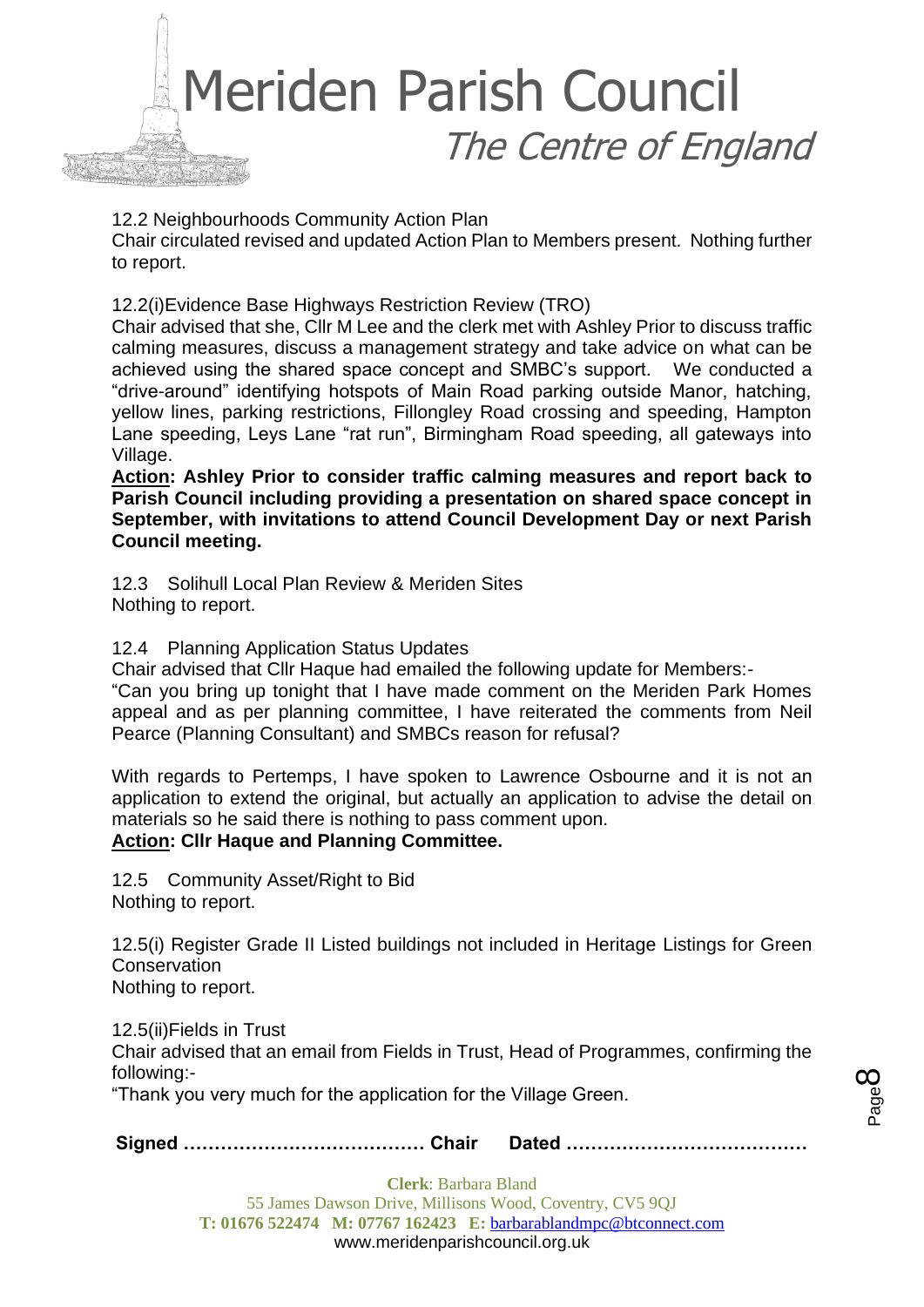12.2 Neighbourhoods Community Action Plan

Chair circulated revised and updated Action Plan to Members present. Nothing further to report.

12.2(i)Evidence Base Highways Restriction Review (TRO)

Chair advised that she, Cllr M Lee and the clerk met with Ashley Prior to discuss traffic calming measures, discuss a management strategy and take advice on what can be achieved using the shared space concept and SMBC's support. We conducted a "drive-around" identifying hotspots of Main Road parking outside Manor, hatching, yellow lines, parking restrictions, Fillongley Road crossing and speeding, Hampton Lane speeding, Leys Lane "rat run", Birmingham Road speeding, all gateways into Village.

**<u>Action</u>: Ashley Prior to consider traffic calming measures and report back to Parish Council including providing a presentation on shared space concept in September, with invitations to attend Council Development Day or next Parish Council meeting.**

12.3 Solihull Local Plan Review & Meriden Sites

Nothing to report.

12.4 Planning Application Status Updates

Chair advised that Cllr Haque had emailed the following update for Members:-

"Can you bring up tonight that I have made comment on the Meriden Park Homes appeal and as per planning committee, I have reiterated the comments from Neil Pearce (Planning Consultant) and SMBCs reason for refusal?

With regards to Pertemps, I have spoken to Lawrence Osbourne and it is not an application to extend the original, but actually an application to advise the detail on materials so he said there is nothing to pass comment upon.

**<u>Action</u>: Cllr Haque and Planning Committee.**

12.5 Community Asset/Right to Bid

Nothing to report.

12.5(i) Register Grade II Listed buildings not included in Heritage Listings for Green Conservation

Nothing to report.

12.5(ii)Fields in Trust

Chair advised that an email from Fields in Trust, Head of Programmes, confirming the following:-

"Thank you very much for the application for the Village Green.

**Signed ………………………………… Chair Dated …………………………………**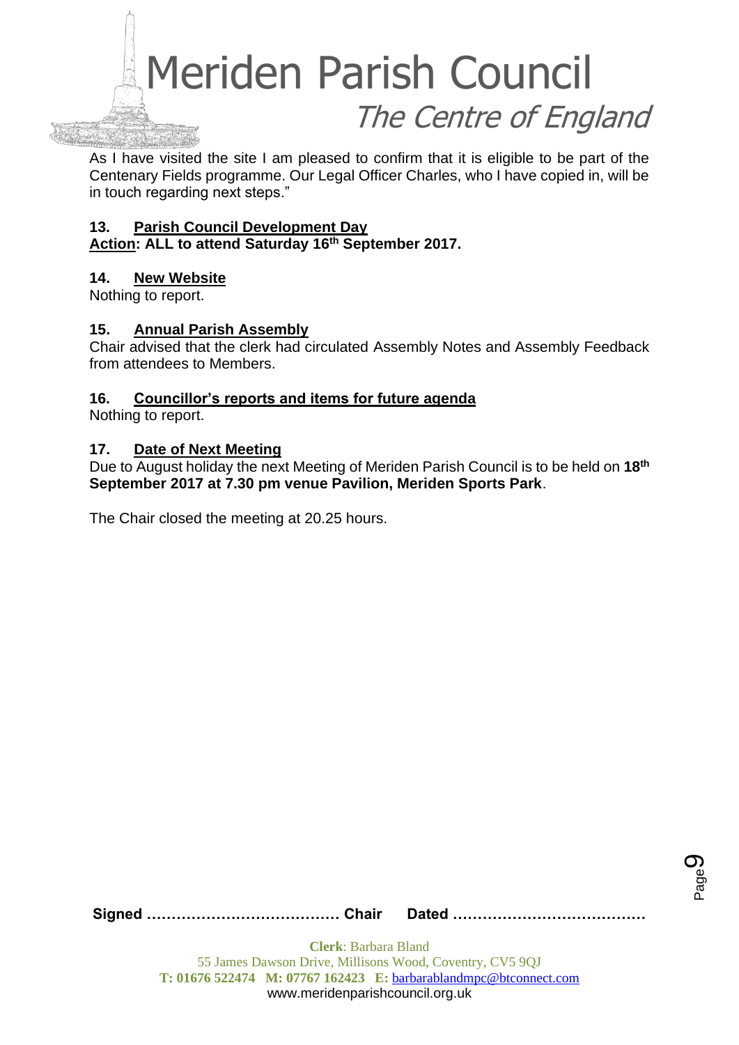As I have visited the site I am pleased to confirm that it is eligible to be part of the Centenary Fields programme. Our Legal Officer Charles, who I have copied in, will be in touch regarding next steps."

### 13. Parish Council Development Day

**Action: ALL to attend Saturday 16th September 2017.**

### 14. New Website

Nothing to report.

### 15. Annual Parish Assembly

Chair advised that the clerk had circulated Assembly Notes and Assembly Feedback from attendees to Members.

### 16. Councillor's reports and items for future agenda

Nothing to report.

### 17. Date of Next Meeting

Due to August holiday the next Meeting of Meriden Parish Council is to be held on **18th September 2017 at 7.30 pm venue Pavilion, Meriden Sports Park**.

The Chair closed the meeting at 20.25 hours.

**Signed ………………………………… Chair Dated …………………………………**